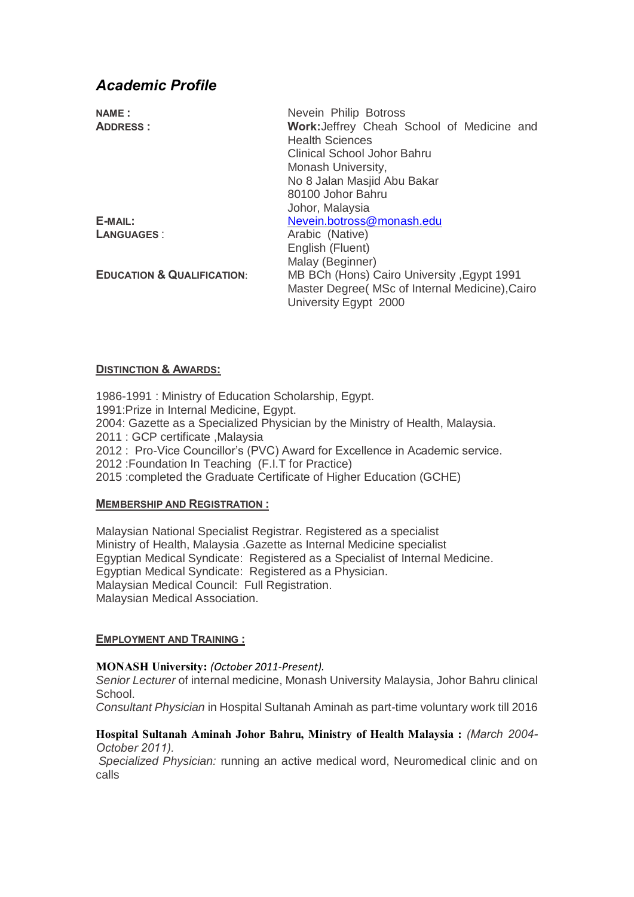# *Academic Profile*

| | |
|---|---|
| **NAME :** | Nevein Philip Botross |
| **ADDRESS :** | **Work:**Jeffrey Cheah School of Medicine and Health Sciences<br>Clinical School Johor Bahru<br>Monash University,<br>No 8 Jalan Masjid Abu Bakar<br>80100 Johor Bahru<br>Johor, Malaysia |
| **E-MAIL:** | Nevein.botross@monash.edu |
| **LANGUAGES** : | Arabic (Native)<br>English (Fluent)<br>Malay (Beginner) |
| **EDUCATION & QUALIFICATION**: | MB BCh (Hons) Cairo University ,Egypt 1991<br>Master Degree( MSc of Internal Medicine),Cairo University Egypt 2000 |

## DISTINCTION & AWARDS:

1986-1991 : Ministry of Education Scholarship, Egypt.
1991:Prize in Internal Medicine, Egypt.
2004: Gazette as a Specialized Physician by the Ministry of Health, Malaysia.
2011 : GCP certificate ,Malaysia
2012 : Pro-Vice Councillor's (PVC) Award for Excellence in Academic service.
2012 :Foundation In Teaching (F.I.T for Practice)
2015 :completed the Graduate Certificate of Higher Education (GCHE)

## MEMBERSHIP AND REGISTRATION :

Malaysian National Specialist Registrar. Registered as a specialist
Ministry of Health, Malaysia .Gazette as Internal Medicine specialist
Egyptian Medical Syndicate: Registered as a Specialist of Internal Medicine.
Egyptian Medical Syndicate: Registered as a Physician.
Malaysian Medical Council: Full Registration.
Malaysian Medical Association.

## EMPLOYMENT AND TRAINING :

**MONASH University:** *(October 2011-Present).*
*Senior Lecturer* of internal medicine, Monash University Malaysia, Johor Bahru clinical School.
*Consultant Physician* in Hospital Sultanah Aminah as part-time voluntary work till 2016

**Hospital Sultanah Aminah Johor Bahru, Ministry of Health Malaysia :** *(March 2004-October 2011).*
*Specialized Physician:* running an active medical word, Neuromedical clinic and on calls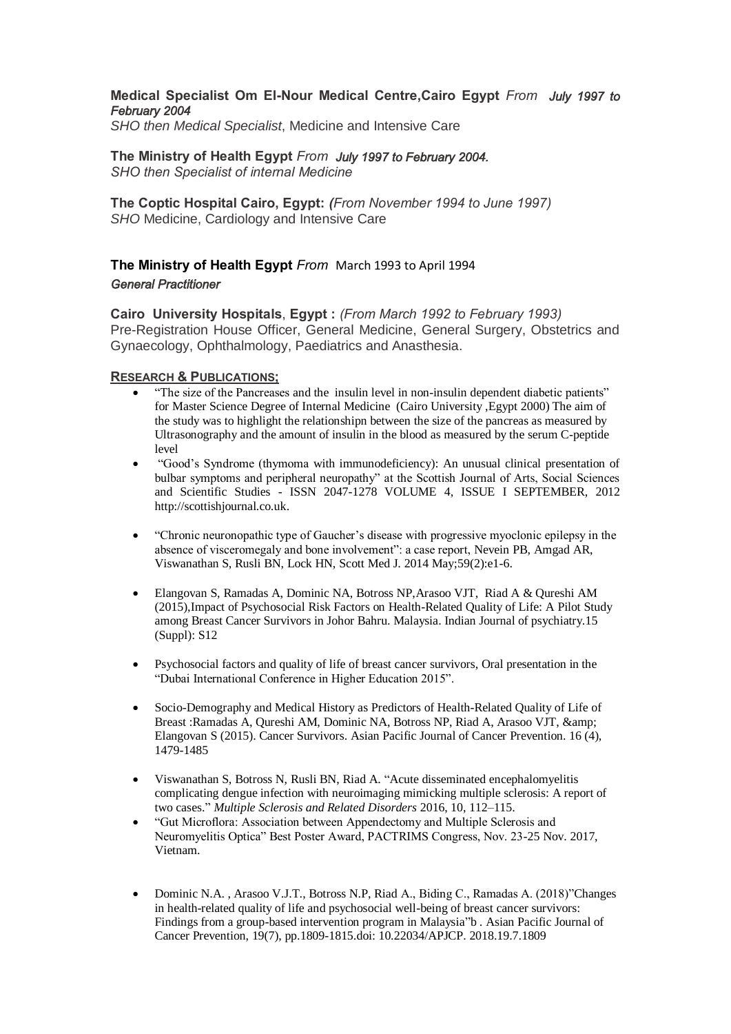**Medical Specialist Om El-Nour Medical Centre,Cairo Egypt** *From July 1997 to February 2004*
*SHO then Medical Specialist*, Medicine and Intensive Care

**The Ministry of Health Egypt** *From July 1997 to February 2004.*
*SHO then Specialist of internal Medicine*

**The Coptic Hospital Cairo, Egypt:** *(From November 1994 to June 1997)*
*SHO* Medicine, Cardiology and Intensive Care

**The Ministry of Health Egypt** *From* March 1993 to April 1994
*General Practitioner*

**Cairo University Hospitals**, **Egypt :** *(From March 1992 to February 1993)*
Pre-Registration House Officer, General Medicine, General Surgery, Obstetrics and Gynaecology, Ophthalmology, Paediatrics and Anasthesia.

**RESEARCH & PUBLICATIONS;**

- "The size of the Pancreases and the insulin level in non-insulin dependent diabetic patients" for Master Science Degree of Internal Medicine (Cairo University ,Egypt 2000) The aim of the study was to highlight the relationshipn between the size of the pancreas as measured by Ultrasonography and the amount of insulin in the blood as measured by the serum C-peptide level
- "Good's Syndrome (thymoma with immunodeficiency): An unusual clinical presentation of bulbar symptoms and peripheral neuropathy" at the Scottish Journal of Arts, Social Sciences and Scientific Studies - ISSN 2047-1278 VOLUME 4, ISSUE I SEPTEMBER, 2012 http://scottishjournal.co.uk.
- "Chronic neuronopathic type of Gaucher's disease with progressive myoclonic epilepsy in the absence of visceromegaly and bone involvement": a case report, Nevein PB, Amgad AR, Viswanathan S, Rusli BN, Lock HN, Scott Med J. 2014 May;59(2):e1-6.
- Elangovan S, Ramadas A, Dominic NA, Botross NP,Arasoo VJT, Riad A & Qureshi AM (2015),Impact of Psychosocial Risk Factors on Health-Related Quality of Life: A Pilot Study among Breast Cancer Survivors in Johor Bahru. Malaysia. Indian Journal of psychiatry.15 (Suppl): S12
- Psychosocial factors and quality of life of breast cancer survivors, Oral presentation in the "Dubai International Conference in Higher Education 2015".
- Socio-Demography and Medical History as Predictors of Health-Related Quality of Life of Breast :Ramadas A, Qureshi AM, Dominic NA, Botross NP, Riad A, Arasoo VJT, &amp; Elangovan S (2015). Cancer Survivors. Asian Pacific Journal of Cancer Prevention. 16 (4), 1479-1485
- Viswanathan S, Botross N, Rusli BN, Riad A. "Acute disseminated encephalomyelitis complicating dengue infection with neuroimaging mimicking multiple sclerosis: A report of two cases." *Multiple Sclerosis and Related Disorders* 2016, 10, 112–115.
- "Gut Microflora: Association between Appendectomy and Multiple Sclerosis and Neuromyelitis Optica" Best Poster Award, PACTRIMS Congress, Nov. 23-25 Nov. 2017, Vietnam.
- Dominic N.A. , Arasoo V.J.T., Botross N.P, Riad A., Biding C., Ramadas A. (2018)"Changes in health-related quality of life and psychosocial well-being of breast cancer survivors: Findings from a group-based intervention program in Malaysia"b . Asian Pacific Journal of Cancer Prevention, 19(7), pp.1809-1815.doi: 10.22034/APJCP. 2018.19.7.1809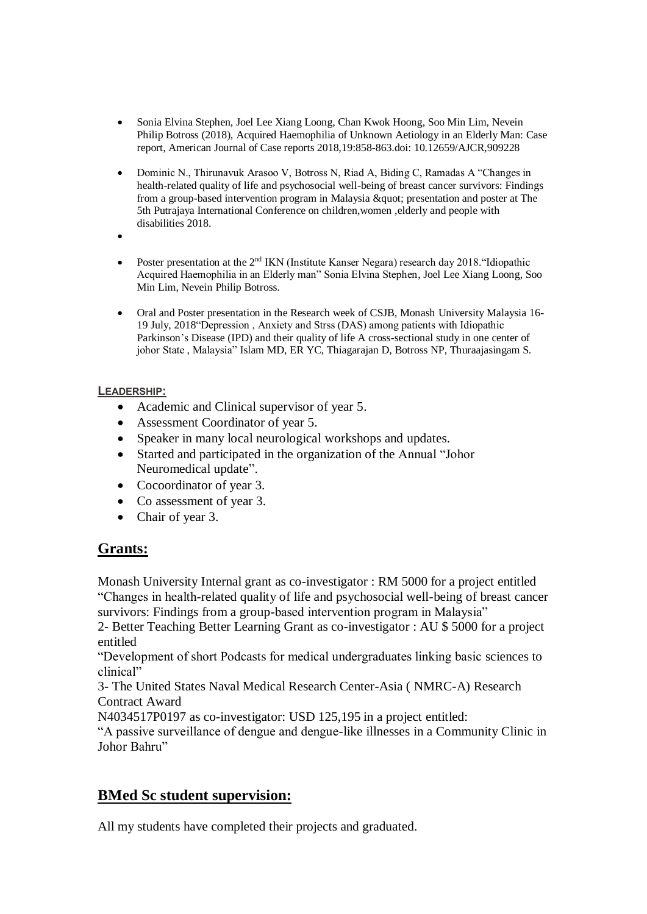- Sonia Elvina Stephen, Joel Lee Xiang Loong, Chan Kwok Hoong, Soo Min Lim, Nevein Philip Botross (2018), Acquired Haemophilia of Unknown Aetiology in an Elderly Man: Case report, American Journal of Case reports 2018,19:858-863.doi: 10.12659/AJCR,909228
- Dominic N., Thirunavuk Arasoo V, Botross N, Riad A, Biding C, Ramadas A "Changes in health-related quality of life and psychosocial well-being of breast cancer survivors: Findings from a group-based intervention program in Malaysia &quot; presentation and poster at The 5th Putrajaya International Conference on children,women ,elderly and people with disabilities 2018.
- 
- Poster presentation at the 2nd IKN (Institute Kanser Negara) research day 2018."Idiopathic Acquired Haemophilia in an Elderly man" Sonia Elvina Stephen, Joel Lee Xiang Loong, Soo Min Lim, Nevein Philip Botross.
- Oral and Poster presentation in the Research week of CSJB, Monash University Malaysia 16-19 July, 2018"Depression , Anxiety and Strss (DAS) among patients with Idiopathic Parkinson's Disease (IPD) and their quality of life A cross-sectional study in one center of johor State , Malaysia" Islam MD, ER YC, Thiagarajan D, Botross NP, Thuraajasingam S.

**LEADERSHIP:**

- Academic and Clinical supervisor of year 5.
- Assessment Coordinator of year 5.
- Speaker in many local neurological workshops and updates.
- Started and participated in the organization of the Annual "Johor Neuromedical update".
- Cocoordinator of year 3.
- Co assessment of year 3.
- Chair of year 3.

## Grants:

Monash University Internal grant as co-investigator : RM 5000 for a project entitled "Changes in health-related quality of life and psychosocial well-being of breast cancer survivors: Findings from a group-based intervention program in Malaysia"

2- Better Teaching Better Learning Grant as co-investigator : AU $ 5000 for a project entitled

"Development of short Podcasts for medical undergraduates linking basic sciences to clinical"

3- The United States Naval Medical Research Center-Asia ( NMRC-A) Research Contract Award

N4034517P0197 as co-investigator: USD 125,195 in a project entitled:

"A passive surveillance of dengue and dengue-like illnesses in a Community Clinic in Johor Bahru"

## BMed Sc student supervision:

All my students have completed their projects and graduated.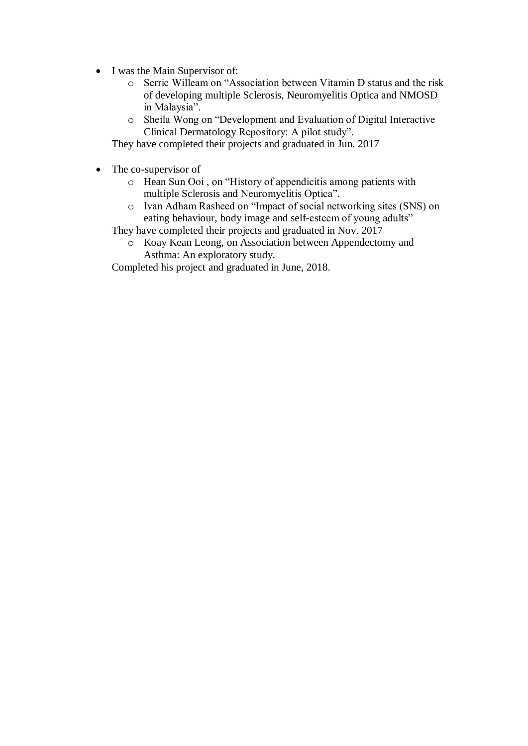- I was the Main Supervisor of:
    - Serric Willeam on "Association between Vitamin D status and the risk of developing multiple Sclerosis, Neuromyelitis Optica and NMOSD in Malaysia".
    - Sheila Wong on "Development and Evaluation of Digital Interactive Clinical Dermatology Repository: A pilot study".

  They have completed their projects and graduated in Jun. 2017

- The co-supervisor of
    - Hean Sun Ooi , on "History of appendicitis among patients with multiple Sclerosis and Neuromyelitis Optica".
    - Ivan Adham Rasheed on "Impact of social networking sites (SNS) on eating behaviour, body image and self-esteem of young adults"

  They have completed their projects and graduated in Nov. 2017

    - Koay Kean Leong, on Association between Appendectomy and Asthma: An exploratory study.

  Completed his project and graduated in June, 2018.